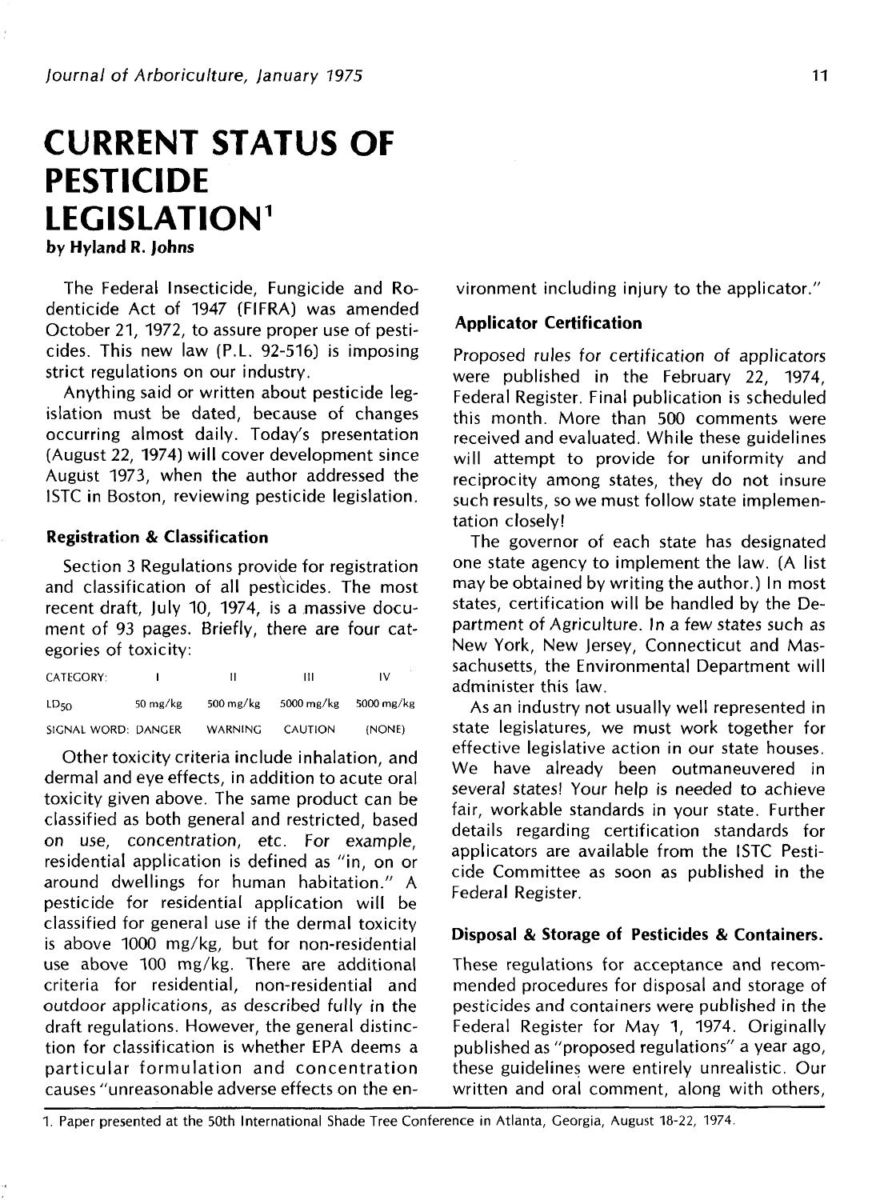# CURRENT STATUS OF PESTICIDE LEGISLATION[1]

**by Hyland R. Johns**

The Federal Insecticide, Fungicide and Rodenticide Act of 1947 (FIFRA) was amended October 21, 1972, to assure proper use of pesticides. This new law (P.L. 92-516) is imposing strict regulations on our industry.

Anything said or written about pesticide legislation must be dated, because of changes occurring almost daily. Today's presentation (August 22, 1974) will cover development since August 1973, when the author addressed the ISTC in Boston, reviewing pesticide legislation.

### Registration & Classification

Section 3 Regulations provide for registration and classification of all pesticides. The most recent draft, July 10, 1974, is a massive document of 93 pages. Briefly, there are four categories of toxicity:

| CATEGORY: | I | II | III | IV |
|---|---|---|---|---|
| $LD_{50}$ | 50 mg/kg | 500 mg/kg | 5000 mg/kg | 5000 mg/kg |
| SIGNAL WORD: | DANGER | WARNING | CAUTION | (NONE) |

Other toxicity criteria include inhalation, and dermal and eye effects, in addition to acute oral toxicity given above. The same product can be classified as both general and restricted, based on use, concentration, etc. For example, residential application is defined as "in, on or around dwellings for human habitation." A pesticide for residential application will be classified for general use if the dermal toxicity is above 1000 mg/kg, but for non-residential use above 100 mg/kg. There are additional criteria for residential, non-residential and outdoor applications, as described fully in the draft regulations. However, the general distinction for classification is whether EPA deems a particular formulation and concentration causes "unreasonable adverse effects on the environment including injury to the applicator."

### Applicator Certification

Proposed rules for certification of applicators were published in the February 22, 1974, Federal Register. Final publication is scheduled this month. More than 500 comments were received and evaluated. While these guidelines will attempt to provide for uniformity and reciprocity among states, they do not insure such results, so we must follow state implementation closely!

The governor of each state has designated one state agency to implement the law. (A list may be obtained by writing the author.) In most states, certification will be handled by the Department of Agriculture. In a few states such as New York, New Jersey, Connecticut and Massachusetts, the Environmental Department will administer this law.

As an industry not usually well represented in state legislatures, we must work together for effective legislative action in our state houses. We have already been outmaneuvered in several states! Your help is needed to achieve fair, workable standards in your state. Further details regarding certification standards for applicators are available from the ISTC Pesticide Committee as soon as published in the Federal Register.

### Disposal & Storage of Pesticides & Containers.

These regulations for acceptance and recommended procedures for disposal and storage of pesticides and containers were published in the Federal Register for May 1, 1974. Originally published as "proposed regulations" a year ago, these guidelines were entirely unrealistic. Our written and oral comment, along with others,

1. Paper presented at the 50th International Shade Tree Conference in Atlanta, Georgia, August 18-22, 1974.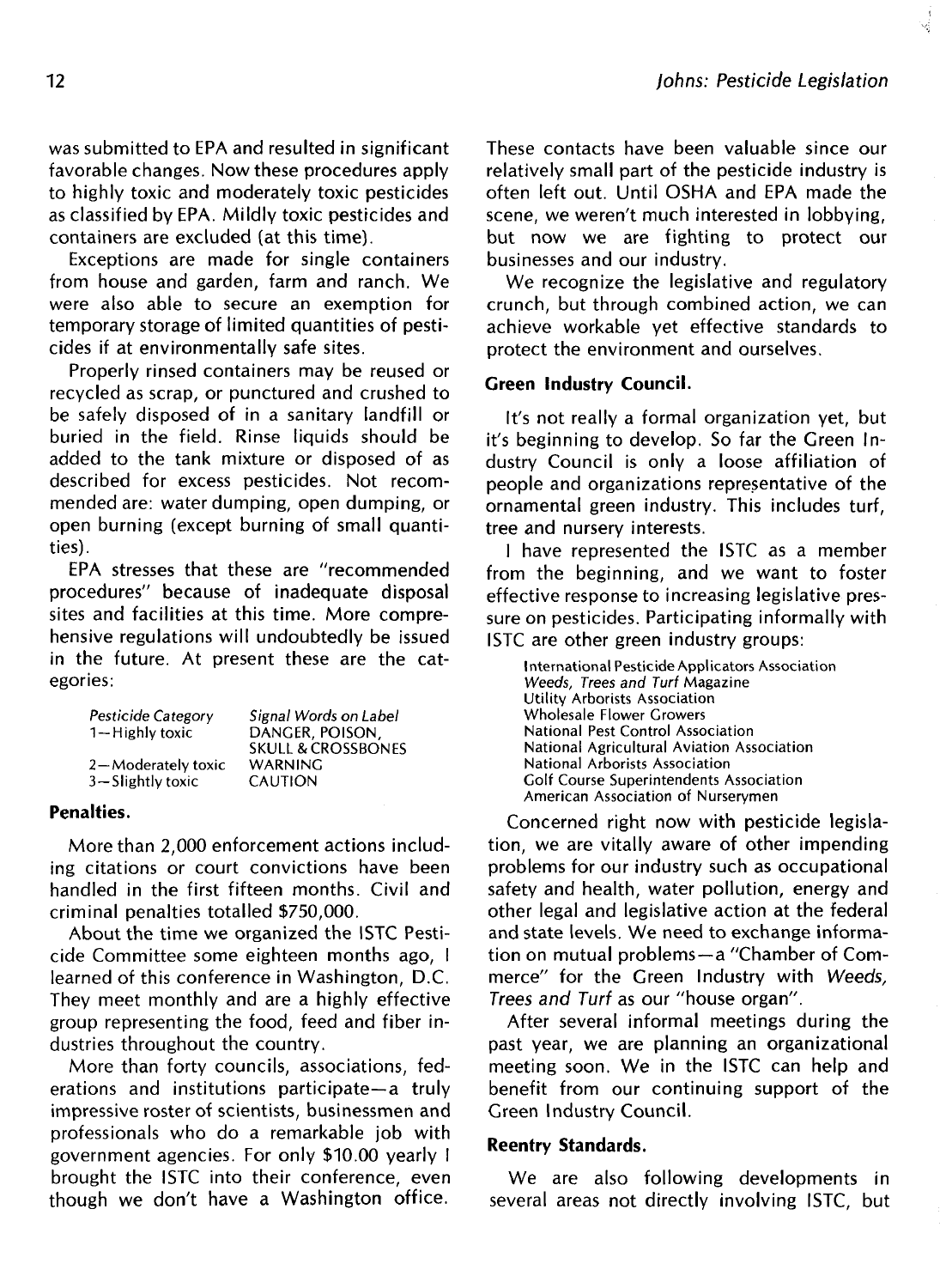was submitted to EPA and resulted in significant favorable changes. Now these procedures apply to highly toxic and moderately toxic pesticides as classified by EPA. Mildly toxic pesticides and containers are excluded (at this time).

Exceptions are made for single containers from house and garden, farm and ranch. We were also able to secure an exemption for temporary storage of limited quantities of pesticides if at environmentally safe sites.

Properly rinsed containers may be reused or recycled as scrap, or punctured and crushed to be safely disposed of in a sanitary landfill or buried in the field. Rinse liquids should be added to the tank mixture or disposed of as described for excess pesticides. Not recommended are: water dumping, open dumping, or open burning (except burning of small quantities).

EPA stresses that these are "recommended procedures" because of inadequate disposal sites and facilities at this time. More comprehensive regulations will undoubtedly be issued in the future. At present these are the categories:

| *Pesticide Category* | *Signal Words on Label* |
|---|---|
| 1—Highly toxic | DANGER, POISON, SKULL & CROSSBONES |
| 2—Moderately toxic | WARNING |
| 3—Slightly toxic | CAUTION |

**Penalties.**

More than 2,000 enforcement actions including citations or court convictions have been handled in the first fifteen months. Civil and criminal penalties totalled $750,000.

About the time we organized the ISTC Pesticide Committee some eighteen months ago, I learned of this conference in Washington, D.C. They meet monthly and are a highly effective group representing the food, feed and fiber industries throughout the country.

More than forty councils, associations, federations and institutions participate—a truly impressive roster of scientists, businessmen and professionals who do a remarkable job with government agencies. For only $10.00 yearly I brought the ISTC into their conference, even though we don't have a Washington office. These contacts have been valuable since our relatively small part of the pesticide industry is often left out. Until OSHA and EPA made the scene, we weren't much interested in lobbying, but now we are fighting to protect our businesses and our industry.

We recognize the legislative and regulatory crunch, but through combined action, we can achieve workable yet effective standards to protect the environment and ourselves.

**Green Industry Council.**

It's not really a formal organization yet, but it's beginning to develop. So far the Green Industry Council is only a loose affiliation of people and organizations representative of the ornamental green industry. This includes turf, tree and nursery interests.

I have represented the ISTC as a member from the beginning, and we want to foster effective response to increasing legislative pressure on pesticides. Participating informally with ISTC are other green industry groups:

- International Pesticide Applicators Association
- *Weeds, Trees and Turf* Magazine
- Utility Arborists Association
- Wholesale Flower Growers
- National Pest Control Association
- National Agricultural Aviation Association
- National Arborists Association
- Golf Course Superintendents Association
- American Association of Nurserymen

Concerned right now with pesticide legislation, we are vitally aware of other impending problems for our industry such as occupational safety and health, water pollution, energy and other legal and legislative action at the federal and state levels. We need to exchange information on mutual problems—a "Chamber of Commerce" for the Green Industry with *Weeds, Trees and Turf* as our "house organ".

After several informal meetings during the past year, we are planning an organizational meeting soon. We in the ISTC can help and benefit from our continuing support of the Green Industry Council.

**Reentry Standards.**

We are also following developments in several areas not directly involving ISTC, but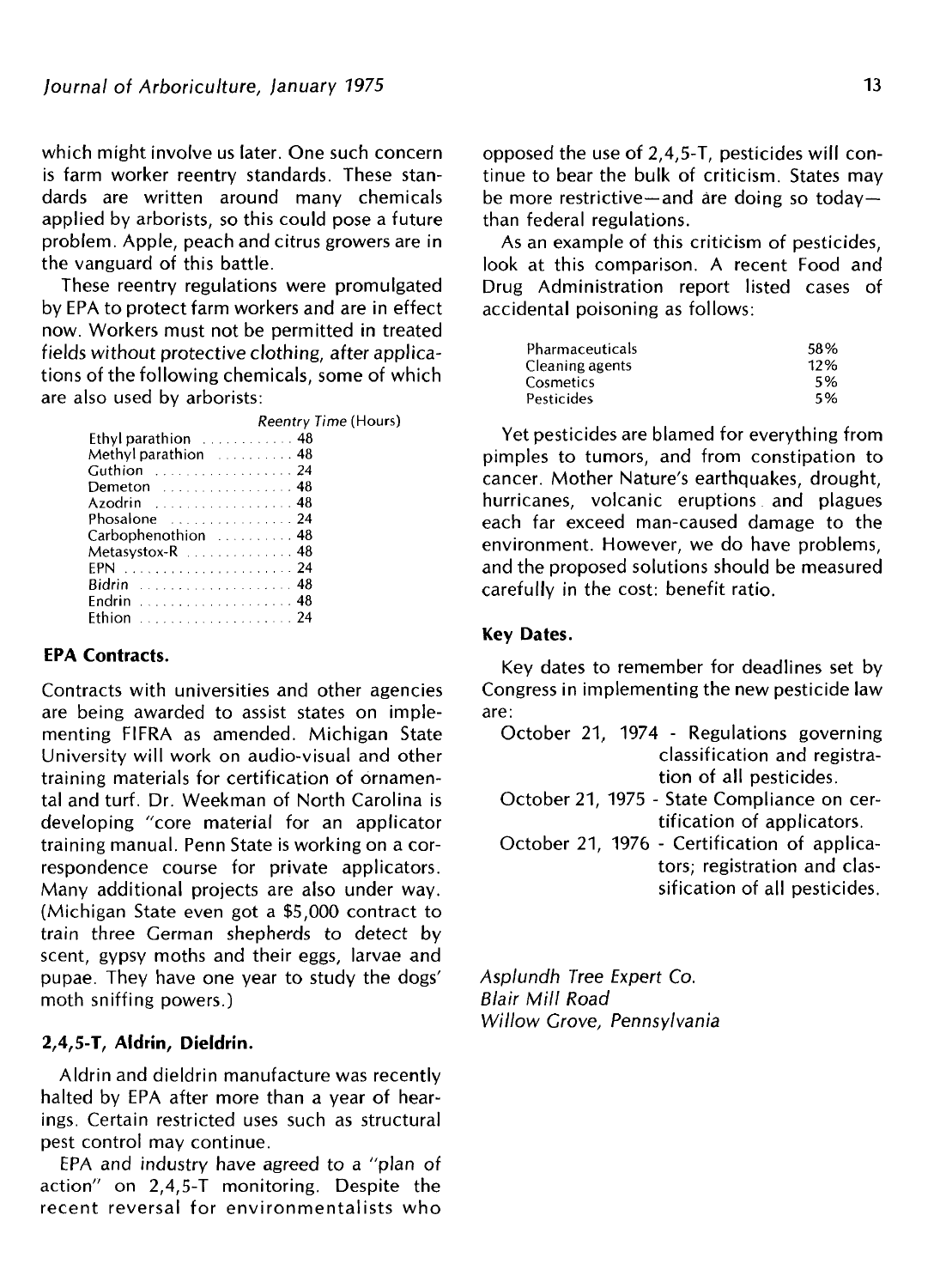which might involve us later. One such concern is farm worker reentry standards. These standards are written around many chemicals applied by arborists, so this could pose a future problem. Apple, peach and citrus growers are in the vanguard of this battle.

These reentry regulations were promulgated by EPA to protect farm workers and are in effect now. Workers must not be permitted in treated fields without protective clothing, after applications of the following chemicals, some of which are also used by arborists:

| | *Reentry Time* (Hours) |
|---|---|
| Ethyl parathion | 48 |
| Methyl parathion | 48 |
| Guthion | 24 |
| Demeton | 48 |
| Azodrin | 48 |
| Phosalone | 24 |
| Carbophenothion | 48 |
| Metasystox-R | 48 |
| EPN | 24 |
| Bidrin | 48 |
| Endrin | 48 |
| Ethion | 24 |

### EPA Contracts.

Contracts with universities and other agencies are being awarded to assist states on implementing FIFRA as amended. Michigan State University will work on audio-visual and other training materials for certification of ornamental and turf. Dr. Weekman of North Carolina is developing "core material for an applicator training manual. Penn State is working on a correspondence course for private applicators. Many additional projects are also under way. (Michigan State even got a $5,000 contract to train three German shepherds to detect by scent, gypsy moths and their eggs, larvae and pupae. They have one year to study the dogs' moth sniffing powers.)

### 2,4,5-T, Aldrin, Dieldrin.

Aldrin and dieldrin manufacture was recently halted by EPA after more than a year of hearings. Certain restricted uses such as structural pest control may continue.

EPA and industry have agreed to a "plan of action" on 2,4,5-T monitoring. Despite the recent reversal for environmentalists who opposed the use of 2,4,5-T, pesticides will continue to bear the bulk of criticism. States may be more restrictive—and are doing so today—than federal regulations.

As an example of this criticism of pesticides, look at this comparison. A recent Food and Drug Administration report listed cases of accidental poisoning as follows:

| | |
|---|---|
| Pharmaceuticals | 58% |
| Cleaning agents | 12% |
| Cosmetics | 5% |
| Pesticides | 5% |

Yet pesticides are blamed for everything from pimples to tumors, and from constipation to cancer. Mother Nature's earthquakes, drought, hurricanes, volcanic eruptions and plagues each far exceed man-caused damage to the environment. However, we do have problems, and the proposed solutions should be measured carefully in the cost: benefit ratio.

### Key Dates.

Key dates to remember for deadlines set by Congress in implementing the new pesticide law are:

- October 21, 1974 - Regulations governing classification and registration of all pesticides.
- October 21, 1975 - State Compliance on certification of applicators.
- October 21, 1976 - Certification of applicators; registration and classification of all pesticides.

*Asplundh Tree Expert Co.*
*Blair Mill Road*
*Willow Grove, Pennsylvania*